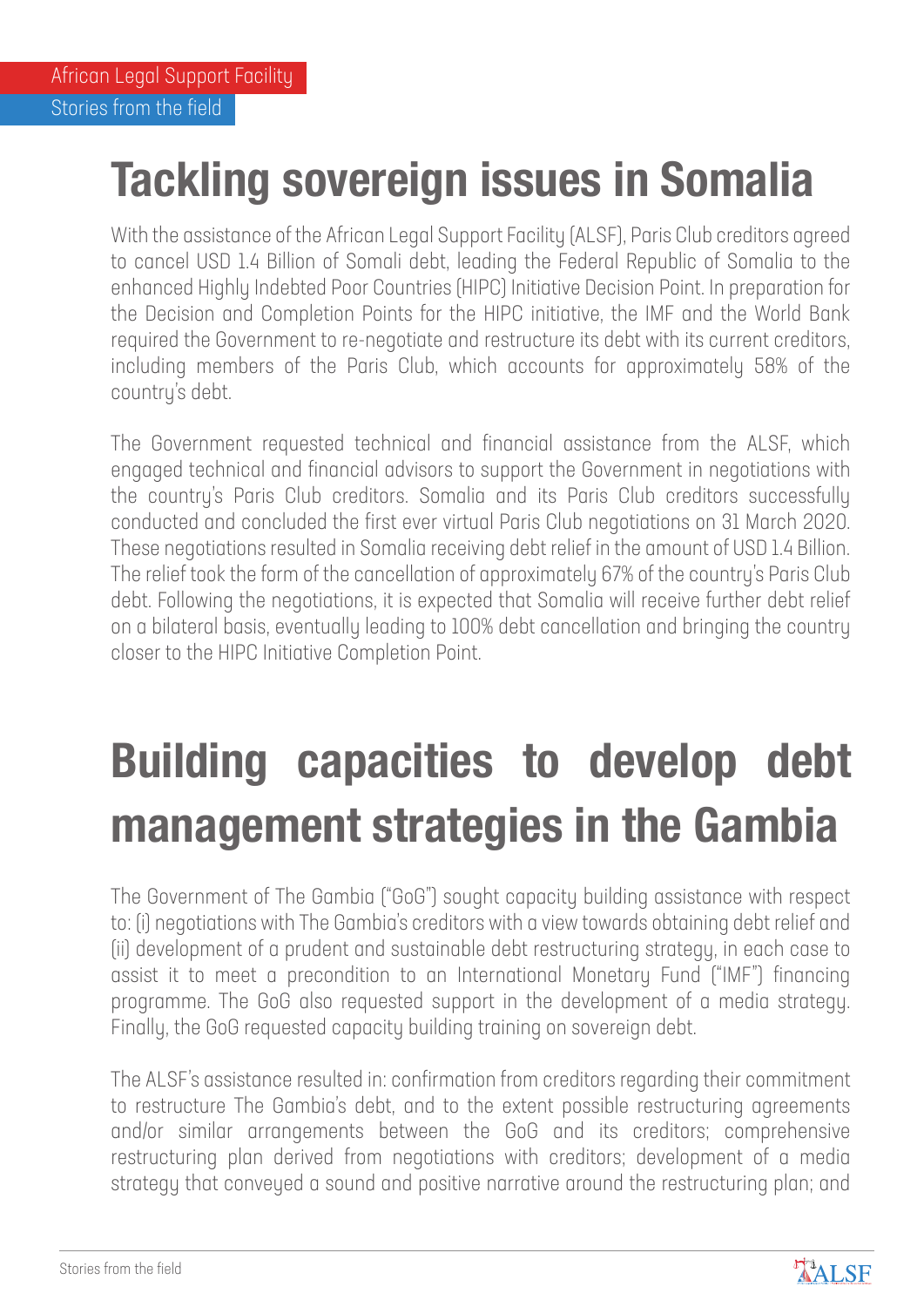African Legal Support Facility

Stories from the field

# Tackling sovereign issues in Somalia

With the assistance of the African Legal Support Facility (ALSF), Paris Club creditors agreed to cancel USD 1.4 Billion of Somali debt, leading the Federal Republic of Somalia to the enhanced Highly Indebted Poor Countries (HIPC) Initiative Decision Point. In preparation for the Decision and Completion Points for the HIPC initiative, the IMF and the World Bank required the Government to re-negotiate and restructure its debt with its current creditors, including members of the Paris Club, which accounts for approximately 58% of the country's debt.

The Government requested technical and financial assistance from the ALSF, which engaged technical and financial advisors to support the Government in negotiations with the country's Paris Club creditors. Somalia and its Paris Club creditors successfully conducted and concluded the first ever virtual Paris Club negotiations on 31 March 2020. These negotiations resulted in Somalia receiving debt relief in the amount of USD 1.4 Billion. The relief took the form of the cancellation of approximately 67% of the country's Paris Club debt. Following the negotiations, it is expected that Somalia will receive further debt relief on a bilateral basis, eventually leading to 100% debt cancellation and bringing the country closer to the HIPC Initiative Completion Point.

# Building capacities to develop debt management strategies in the Gambia

The Government of The Gambia ("GoG") sought capacity building assistance with respect to: (i) negotiations with The Gambia's creditors with a view towards obtaining debt relief and (ii) development of a prudent and sustainable debt restructuring strategy, in each case to assist it to meet a precondition to an International Monetary Fund ("IMF") financing programme. The GoG also requested support in the development of a media strategy. Finally, the GoG requested capacity building training on sovereign debt.

The ALSF's assistance resulted in: confirmation from creditors regarding their commitment to restructure The Gambia's debt, and to the extent possible restructuring agreements and/or similar arrangements between the GoG and its creditors; comprehensive restructuring plan derived from negotiations with creditors; development of a media strategy that conveyed a sound and positive narrative around the restructuring plan; and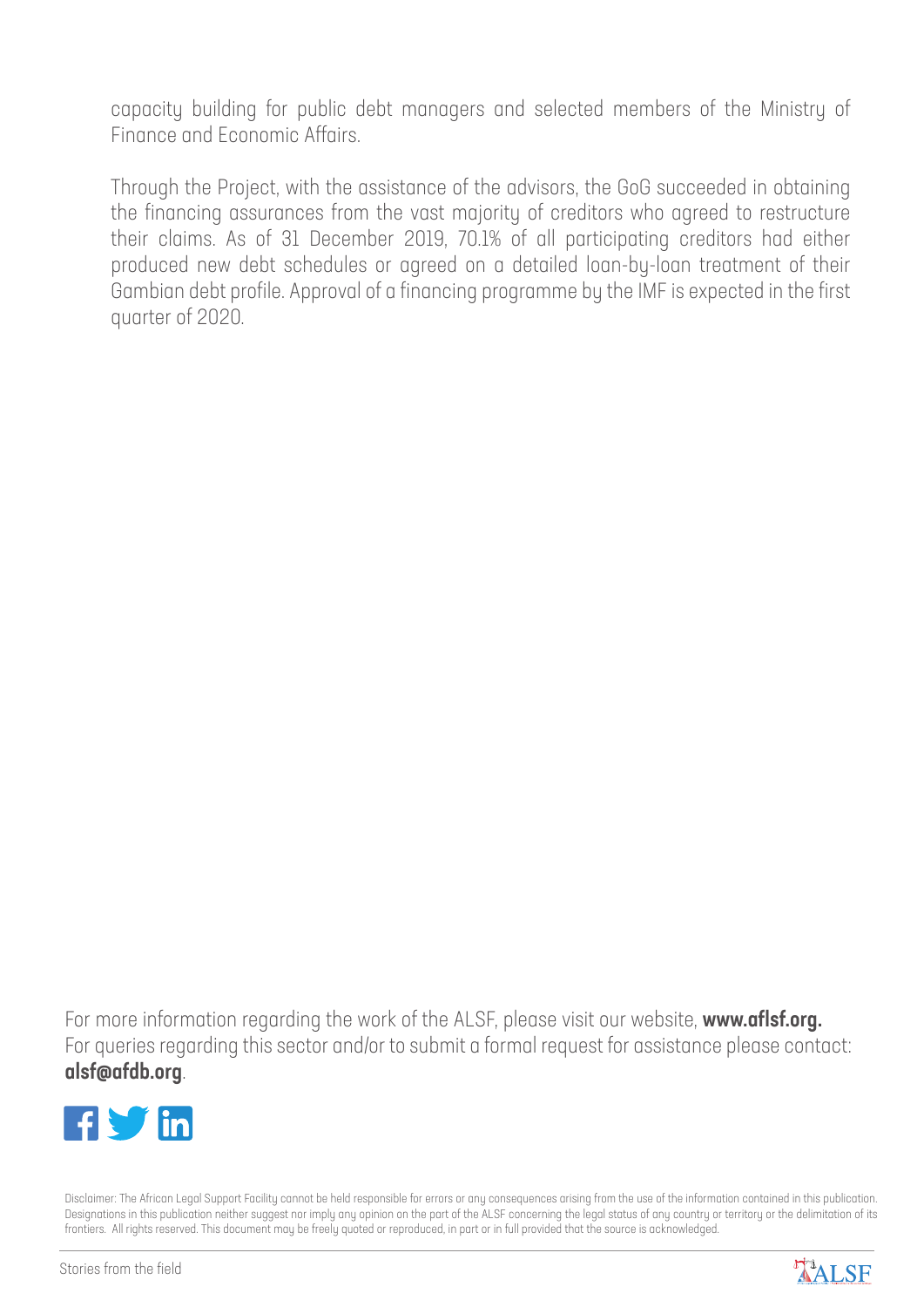capacity building for public debt managers and selected members of the Ministry of Finance and Economic Affairs.

Through the Project, with the assistance of the advisors, the GoG succeeded in obtaining the financing assurances from the vast majority of creditors who agreed to restructure their claims. As of 31 December 2019, 70.1% of all participating creditors had either produced new debt schedules or agreed on a detailed loan-by-loan treatment of their Gambian debt profile. Approval of a financing programme by the IMF is expected in the first quarter of 2020.

For more information regarding the work of the ALSF, please visit our website, **www.aflsf.org.** For queries regarding this sector and/or to submit a formal request for assistance please contact: **alsf@afdb.org**.

Disclaimer: The African Legal Support Facility cannot be held responsible for errors or any consequences arising from the use of the information contained in this publication. Designations in this publication neither suggest nor imply any opinion on the part of the ALSF concerning the legal status of any country or territory or the delimitation of its frontiers. All rights reserved. This document may be freely quoted or reproduced, in part or in full provided that the source is acknowledged.